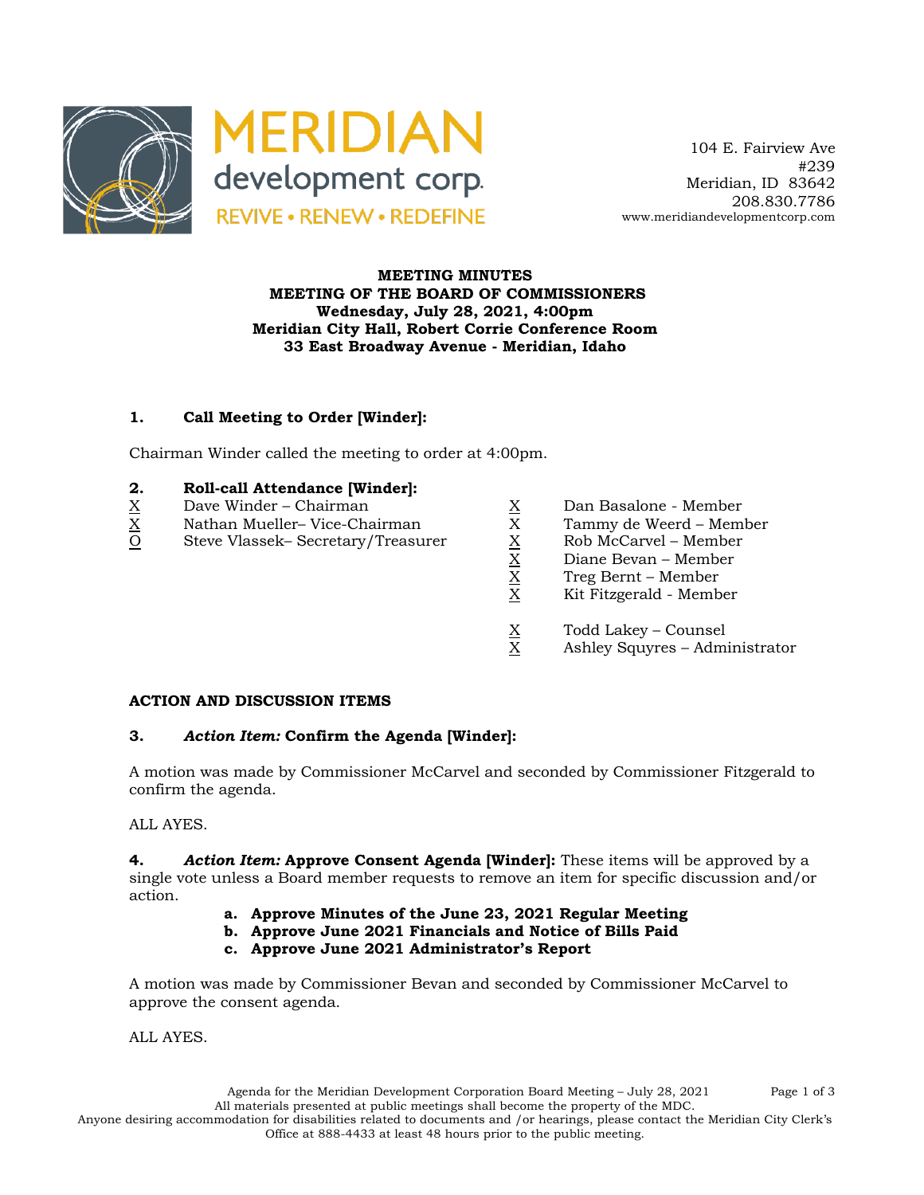MERIDIAN development corp.
REVIVE • RENEW • REDEFINE

104 E. Fairview Ave
#239
Meridian, ID 83642
208.830.7786
www.meridiandevelopmentcorp.com

**MEETING MINUTES**
**MEETING OF THE BOARD OF COMMISSIONERS**
**Wednesday, July 28, 2021, 4:00pm**
**Meridian City Hall, Robert Corrie Conference Room**
**33 East Broadway Avenue - Meridian, Idaho**

## 1. Call Meeting to Order [Winder]:

Chairman Winder called the meeting to order at 4:00pm.

## 2. Roll-call Attendance [Winder]:

| | | | |
|---|---|---|---|
| X | Dave Winder – Chairman | X | Dan Basalone - Member |
| X | Nathan Mueller– Vice-Chairman | X | Tammy de Weerd – Member |
| O | Steve Vlassek– Secretary/Treasurer | X | Rob McCarvel – Member |
| | | X | Diane Bevan – Member |
| | | X | Treg Bernt – Member |
| | | X | Kit Fitzgerald - Member |
| | | X | Todd Lakey – Counsel |
| | | X | Ashley Squyres – Administrator |

**ACTION AND DISCUSSION ITEMS**

## 3. *Action Item:* Confirm the Agenda [Winder]:

A motion was made by Commissioner McCarvel and seconded by Commissioner Fitzgerald to confirm the agenda.

ALL AYES.

**4. *Action Item:* Approve Consent Agenda [Winder]:** These items will be approved by a single vote unless a Board member requests to remove an item for specific discussion and/or action.

- **a. Approve Minutes of the June 23, 2021 Regular Meeting**
- **b. Approve June 2021 Financials and Notice of Bills Paid**
- **c. Approve June 2021 Administrator's Report**

A motion was made by Commissioner Bevan and seconded by Commissioner McCarvel to approve the consent agenda.

ALL AYES.

All materials presented at public meetings shall become the property of the MDC.
Anyone desiring accommodation for disabilities related to documents and /or hearings, please contact the Meridian City Clerk's Office at 888-4433 at least 48 hours prior to the public meeting.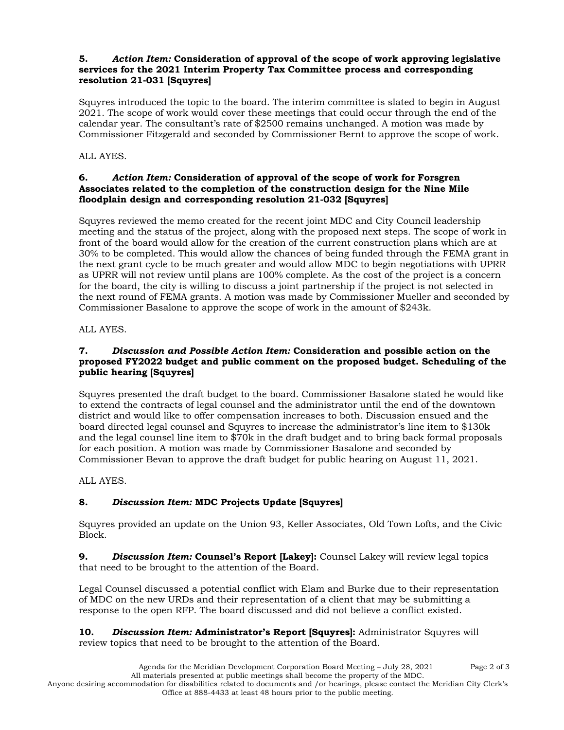**5. *Action Item:* Consideration of approval of the scope of work approving legislative services for the 2021 Interim Property Tax Committee process and corresponding resolution 21-031 [Squyres]**

Squyres introduced the topic to the board. The interim committee is slated to begin in August 2021. The scope of work would cover these meetings that could occur through the end of the calendar year. The consultant's rate of $2500 remains unchanged. A motion was made by Commissioner Fitzgerald and seconded by Commissioner Bernt to approve the scope of work.

ALL AYES.

**6. *Action Item:* Consideration of approval of the scope of work for Forsgren Associates related to the completion of the construction design for the Nine Mile floodplain design and corresponding resolution 21-032 [Squyres]**

Squyres reviewed the memo created for the recent joint MDC and City Council leadership meeting and the status of the project, along with the proposed next steps. The scope of work in front of the board would allow for the creation of the current construction plans which are at 30% to be completed. This would allow the chances of being funded through the FEMA grant in the next grant cycle to be much greater and would allow MDC to begin negotiations with UPRR as UPRR will not review until plans are 100% complete. As the cost of the project is a concern for the board, the city is willing to discuss a joint partnership if the project is not selected in the next round of FEMA grants. A motion was made by Commissioner Mueller and seconded by Commissioner Basalone to approve the scope of work in the amount of $243k.

ALL AYES.

**7. *Discussion and Possible Action Item:* Consideration and possible action on the proposed FY2022 budget and public comment on the proposed budget. Scheduling of the public hearing [Squyres]**

Squyres presented the draft budget to the board. Commissioner Basalone stated he would like to extend the contracts of legal counsel and the administrator until the end of the downtown district and would like to offer compensation increases to both. Discussion ensued and the board directed legal counsel and Squyres to increase the administrator's line item to $130k and the legal counsel line item to $70k in the draft budget and to bring back formal proposals for each position. A motion was made by Commissioner Basalone and seconded by Commissioner Bevan to approve the draft budget for public hearing on August 11, 2021.

ALL AYES.

**8. *Discussion Item:* MDC Projects Update [Squyres]**

Squyres provided an update on the Union 93, Keller Associates, Old Town Lofts, and the Civic Block.

**9. *Discussion Item:* Counsel's Report [Lakey]:** Counsel Lakey will review legal topics that need to be brought to the attention of the Board.

Legal Counsel discussed a potential conflict with Elam and Burke due to their representation of MDC on the new URDs and their representation of a client that may be submitting a response to the open RFP. The board discussed and did not believe a conflict existed.

**10. *Discussion Item:* Administrator's Report [Squyres]:** Administrator Squyres will review topics that need to be brought to the attention of the Board.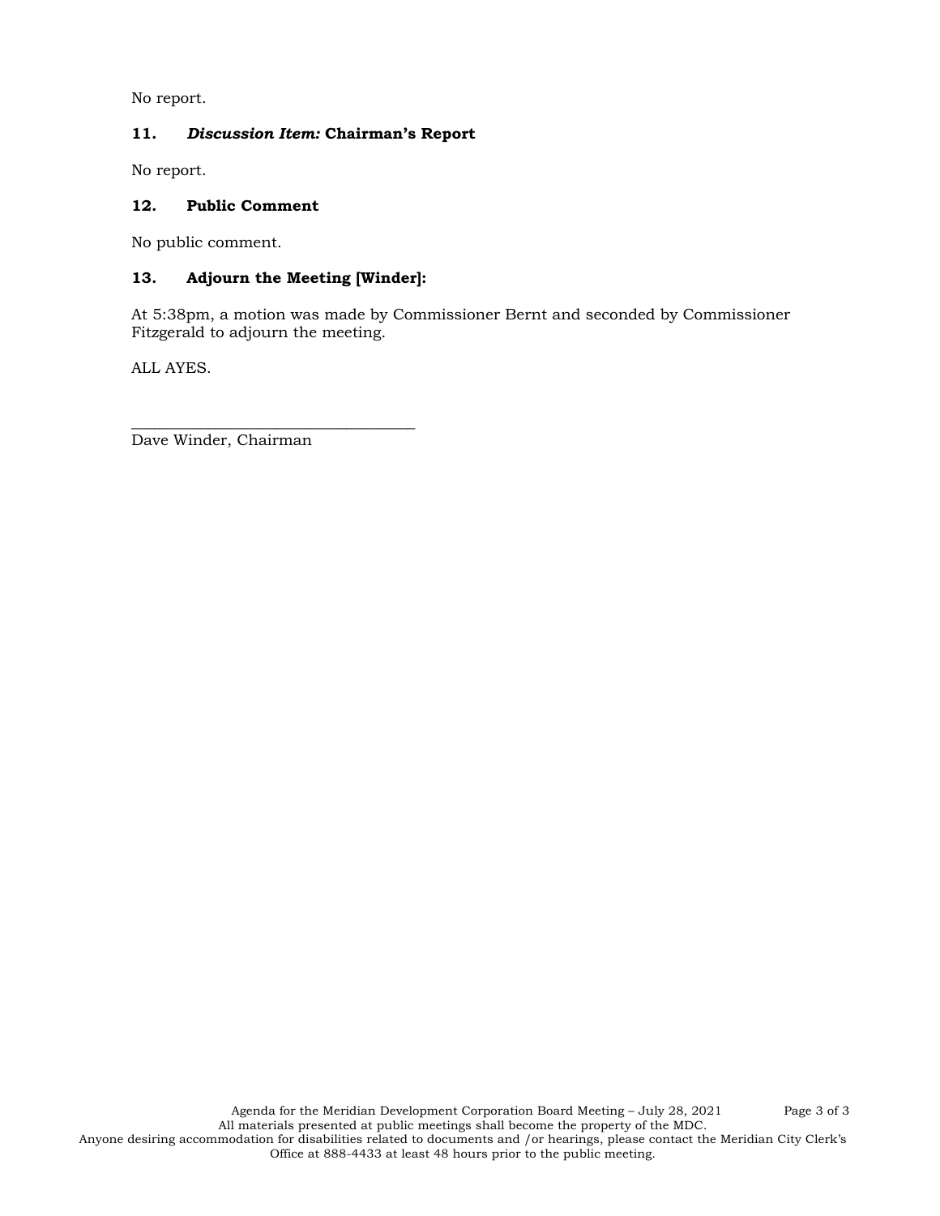No report.

### 11. *Discussion Item:* **Chairman's Report**

No report.

### 12. Public Comment

No public comment.

### 13. Adjourn the Meeting [Winder]:

At 5:38pm, a motion was made by Commissioner Bernt and seconded by Commissioner Fitzgerald to adjourn the meeting.

ALL AYES.

___________________________________

Dave Winder, Chairman